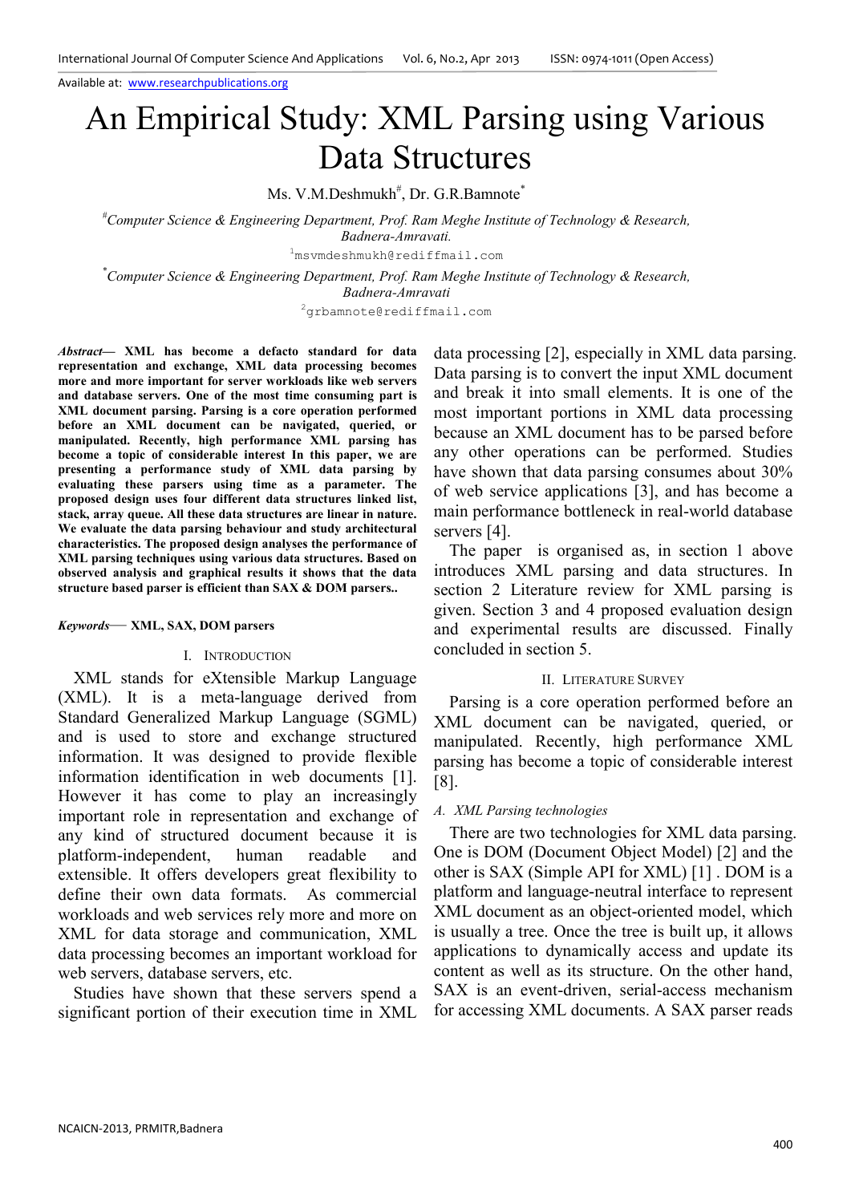Available at: www.researchpublications.org

# An Empirical Study: XML Parsing using Various Data Structures

Ms. V.M.Deshmukh#, Dr. G.R.Bamnote*

#*Computer Science & Engineering Department, Prof. Ram Meghe Institute of Technology & Research, Badnera-Amravati.*

[1]msvmdeshmukh@rediffmail.com

\**Computer Science & Engineering Department, Prof. Ram Meghe Institute of Technology & Research, Badnera-Amravati*

[2]grbamnote@rediffmail.com

***Abstract*— XML has become a defacto standard for data representation and exchange, XML data processing becomes more and more important for server workloads like web servers and database servers. One of the most time consuming part is XML document parsing. Parsing is a core operation performed before an XML document can be navigated, queried, or manipulated. Recently, high performance XML parsing has become a topic of considerable interest In this paper, we are presenting a performance study of XML data parsing by evaluating these parsers using time as a parameter. The proposed design uses four different data structures linked list, stack, array queue. All these data structures are linear in nature. We evaluate the data parsing behaviour and study architectural characteristics. The proposed design analyses the performance of XML parsing techniques using various data structures. Based on observed analysis and graphical results it shows that the data structure based parser is efficient than SAX & DOM parsers..**

***Keywords*— XML, SAX, DOM parsers**

## I. Introduction

XML stands for eXtensible Markup Language (XML). It is a meta-language derived from Standard Generalized Markup Language (SGML) and is used to store and exchange structured information. It was designed to provide flexible information identification in web documents [1]. However it has come to play an increasingly important role in representation and exchange of any kind of structured document because it is platform-independent, human readable and extensible. It offers developers great flexibility to define their own data formats. As commercial workloads and web services rely more and more on XML for data storage and communication, XML data processing becomes an important workload for web servers, database servers, etc.

Studies have shown that these servers spend a significant portion of their execution time in XML data processing [2], especially in XML data parsing. Data parsing is to convert the input XML document and break it into small elements. It is one of the most important portions in XML data processing because an XML document has to be parsed before any other operations can be performed. Studies have shown that data parsing consumes about 30% of web service applications [3], and has become a main performance bottleneck in real-world database servers [4].

The paper is organised as, in section 1 above introduces XML parsing and data structures. In section 2 Literature review for XML parsing is given. Section 3 and 4 proposed evaluation design and experimental results are discussed. Finally concluded in section 5.

## II. Literature Survey

Parsing is a core operation performed before an XML document can be navigated, queried, or manipulated. Recently, high performance XML parsing has become a topic of considerable interest [8].

### *A. XML Parsing technologies*

There are two technologies for XML data parsing. One is DOM (Document Object Model) [2] and the other is SAX (Simple API for XML) [1] . DOM is a platform and language-neutral interface to represent XML document as an object-oriented model, which is usually a tree. Once the tree is built up, it allows applications to dynamically access and update its content as well as its structure. On the other hand, SAX is an event-driven, serial-access mechanism for accessing XML documents. A SAX parser reads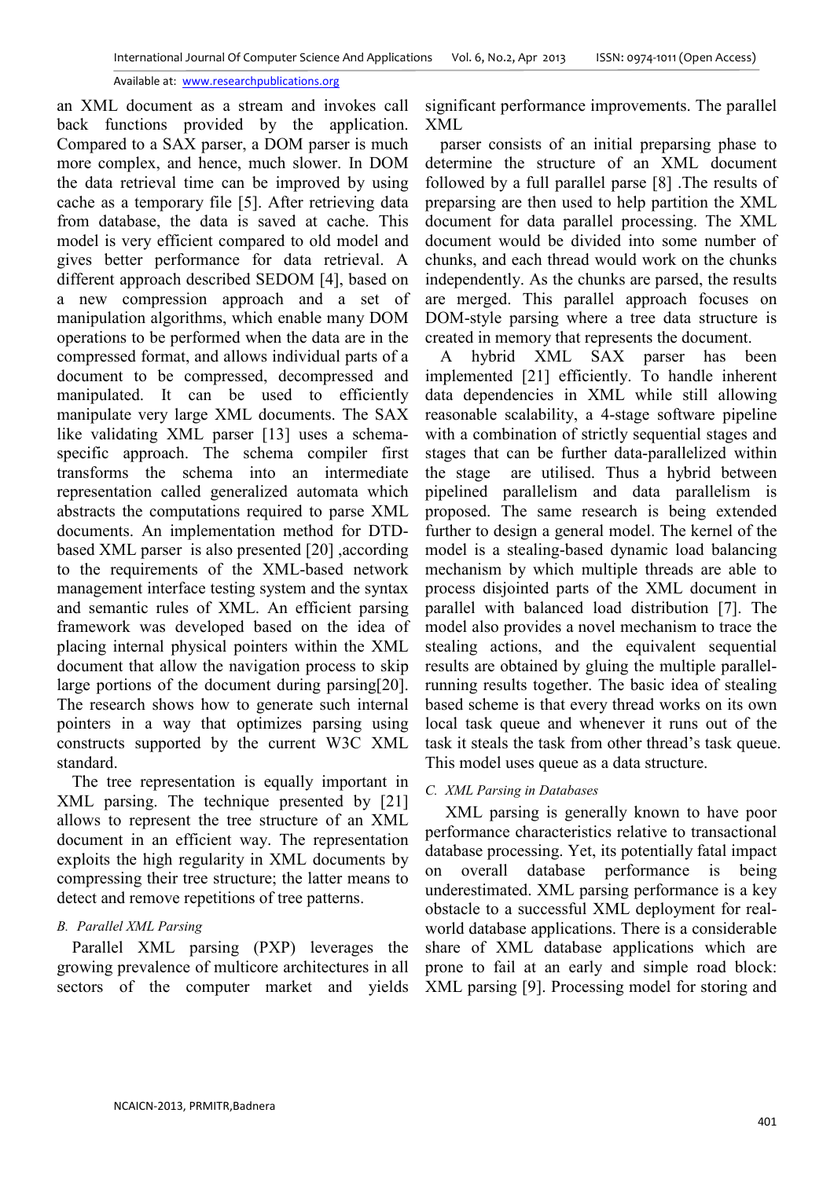an XML document as a stream and invokes call back functions provided by the application. Compared to a SAX parser, a DOM parser is much more complex, and hence, much slower. In DOM the data retrieval time can be improved by using cache as a temporary file [5]. After retrieving data from database, the data is saved at cache. This model is very efficient compared to old model and gives better performance for data retrieval. A different approach described SEDOM [4], based on a new compression approach and a set of manipulation algorithms, which enable many DOM operations to be performed when the data are in the compressed format, and allows individual parts of a document to be compressed, decompressed and manipulated. It can be used to efficiently manipulate very large XML documents. The SAX like validating XML parser [13] uses a schema-specific approach. The schema compiler first transforms the schema into an intermediate representation called generalized automata which abstracts the computations required to parse XML documents. An implementation method for DTD-based XML parser is also presented [20] ,according to the requirements of the XML-based network management interface testing system and the syntax and semantic rules of XML. An efficient parsing framework was developed based on the idea of placing internal physical pointers within the XML document that allow the navigation process to skip large portions of the document during parsing[20]. The research shows how to generate such internal pointers in a way that optimizes parsing using constructs supported by the current W3C XML standard.

The tree representation is equally important in XML parsing. The technique presented by [21] allows to represent the tree structure of an XML document in an efficient way. The representation exploits the high regularity in XML documents by compressing their tree structure; the latter means to detect and remove repetitions of tree patterns.

### B. Parallel XML Parsing

Parallel XML parsing (PXP) leverages the growing prevalence of multicore architectures in all sectors of the computer market and yields significant performance improvements. The parallel XML

parser consists of an initial preparsing phase to determine the structure of an XML document followed by a full parallel parse [8] .The results of preparsing are then used to help partition the XML document for data parallel processing. The XML document would be divided into some number of chunks, and each thread would work on the chunks independently. As the chunks are parsed, the results are merged. This parallel approach focuses on DOM-style parsing where a tree data structure is created in memory that represents the document.

A hybrid XML SAX parser has been implemented [21] efficiently. To handle inherent data dependencies in XML while still allowing reasonable scalability, a 4-stage software pipeline with a combination of strictly sequential stages and stages that can be further data-parallelized within the stage are utilised. Thus a hybrid between pipelined parallelism and data parallelism is proposed. The same research is being extended further to design a general model. The kernel of the model is a stealing-based dynamic load balancing mechanism by which multiple threads are able to process disjointed parts of the XML document in parallel with balanced load distribution [7]. The model also provides a novel mechanism to trace the stealing actions, and the equivalent sequential results are obtained by gluing the multiple parallel-running results together. The basic idea of stealing based scheme is that every thread works on its own local task queue and whenever it runs out of the task it steals the task from other thread's task queue. This model uses queue as a data structure.

### C. XML Parsing in Databases

XML parsing is generally known to have poor performance characteristics relative to transactional database processing. Yet, its potentially fatal impact on overall database performance is being underestimated. XML parsing performance is a key obstacle to a successful XML deployment for real-world database applications. There is a considerable share of XML database applications which are prone to fail at an early and simple road block: XML parsing [9]. Processing model for storing and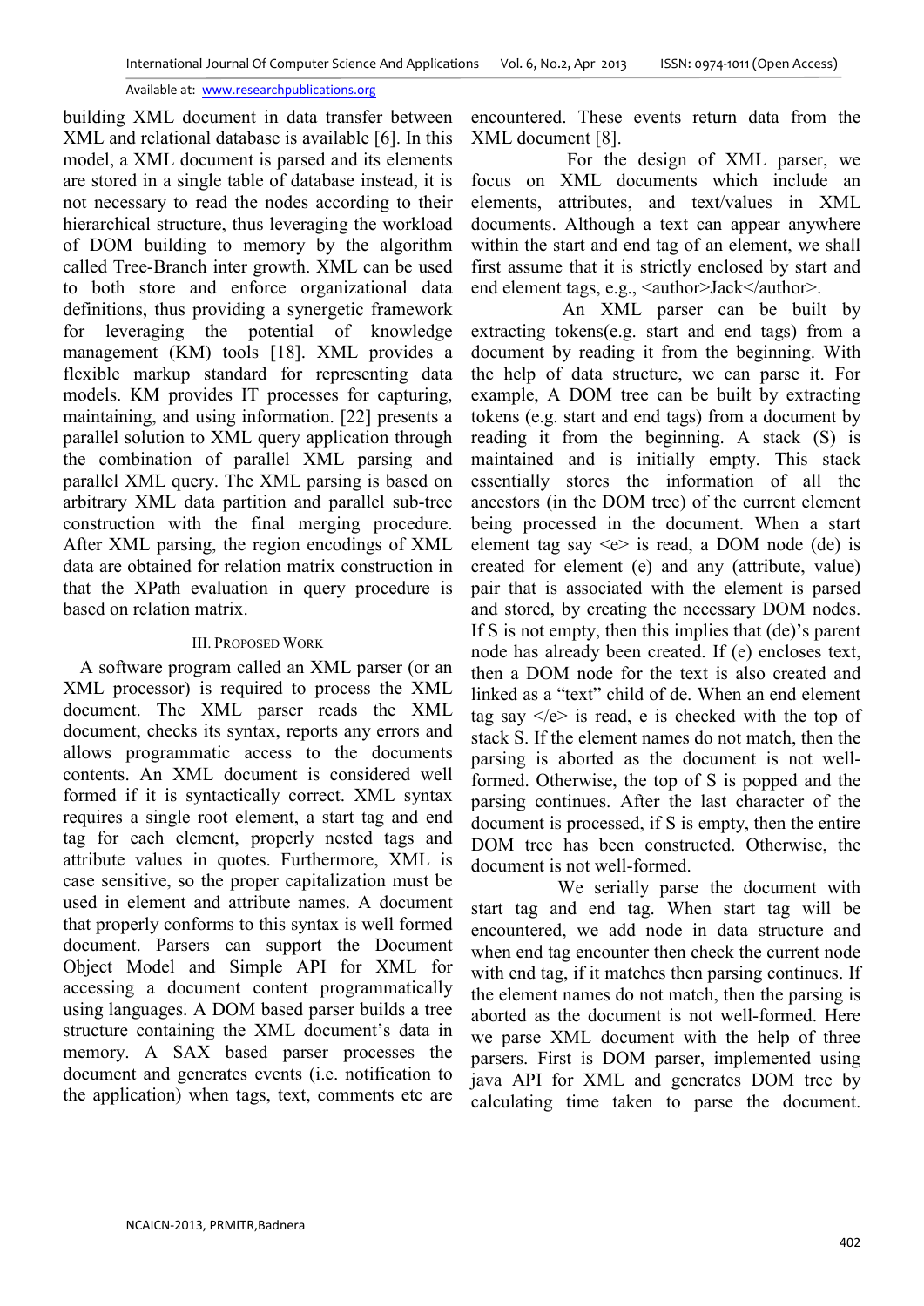building XML document in data transfer between XML and relational database is available [6]. In this model, a XML document is parsed and its elements are stored in a single table of database instead, it is not necessary to read the nodes according to their hierarchical structure, thus leveraging the workload of DOM building to memory by the algorithm called Tree-Branch inter growth. XML can be used to both store and enforce organizational data definitions, thus providing a synergetic framework for leveraging the potential of knowledge management (KM) tools [18]. XML provides a flexible markup standard for representing data models. KM provides IT processes for capturing, maintaining, and using information. [22] presents a parallel solution to XML query application through the combination of parallel XML parsing and parallel XML query. The XML parsing is based on arbitrary XML data partition and parallel sub-tree construction with the final merging procedure. After XML parsing, the region encodings of XML data are obtained for relation matrix construction in that the XPath evaluation in query procedure is based on relation matrix.

## III. Proposed Work

A software program called an XML parser (or an XML processor) is required to process the XML document. The XML parser reads the XML document, checks its syntax, reports any errors and allows programmatic access to the documents contents. An XML document is considered well formed if it is syntactically correct. XML syntax requires a single root element, a start tag and end tag for each element, properly nested tags and attribute values in quotes. Furthermore, XML is case sensitive, so the proper capitalization must be used in element and attribute names. A document that properly conforms to this syntax is well formed document. Parsers can support the Document Object Model and Simple API for XML for accessing a document content programmatically using languages. A DOM based parser builds a tree structure containing the XML document's data in memory. A SAX based parser processes the document and generates events (i.e. notification to the application) when tags, text, comments etc are encountered. These events return data from the XML document [8].

For the design of XML parser, we focus on XML documents which include an elements, attributes, and text/values in XML documents. Although a text can appear anywhere within the start and end tag of an element, we shall first assume that it is strictly enclosed by start and end element tags, e.g., <author>Jack</author>.

An XML parser can be built by extracting tokens(e.g. start and end tags) from a document by reading it from the beginning. With the help of data structure, we can parse it. For example, A DOM tree can be built by extracting tokens (e.g. start and end tags) from a document by reading it from the beginning. A stack (S) is maintained and is initially empty. This stack essentially stores the information of all the ancestors (in the DOM tree) of the current element being processed in the document. When a start element tag say <e> is read, a DOM node (de) is created for element (e) and any (attribute, value) pair that is associated with the element is parsed and stored, by creating the necessary DOM nodes. If S is not empty, then this implies that (de)'s parent node has already been created. If (e) encloses text, then a DOM node for the text is also created and linked as a "text" child of de. When an end element tag say </e> is read, e is checked with the top of stack S. If the element names do not match, then the parsing is aborted as the document is not well-formed. Otherwise, the top of S is popped and the parsing continues. After the last character of the document is processed, if S is empty, then the entire DOM tree has been constructed. Otherwise, the document is not well-formed.

We serially parse the document with start tag and end tag. When start tag will be encountered, we add node in data structure and when end tag encounter then check the current node with end tag, if it matches then parsing continues. If the element names do not match, then the parsing is aborted as the document is not well-formed. Here we parse XML document with the help of three parsers. First is DOM parser, implemented using java API for XML and generates DOM tree by calculating time taken to parse the document.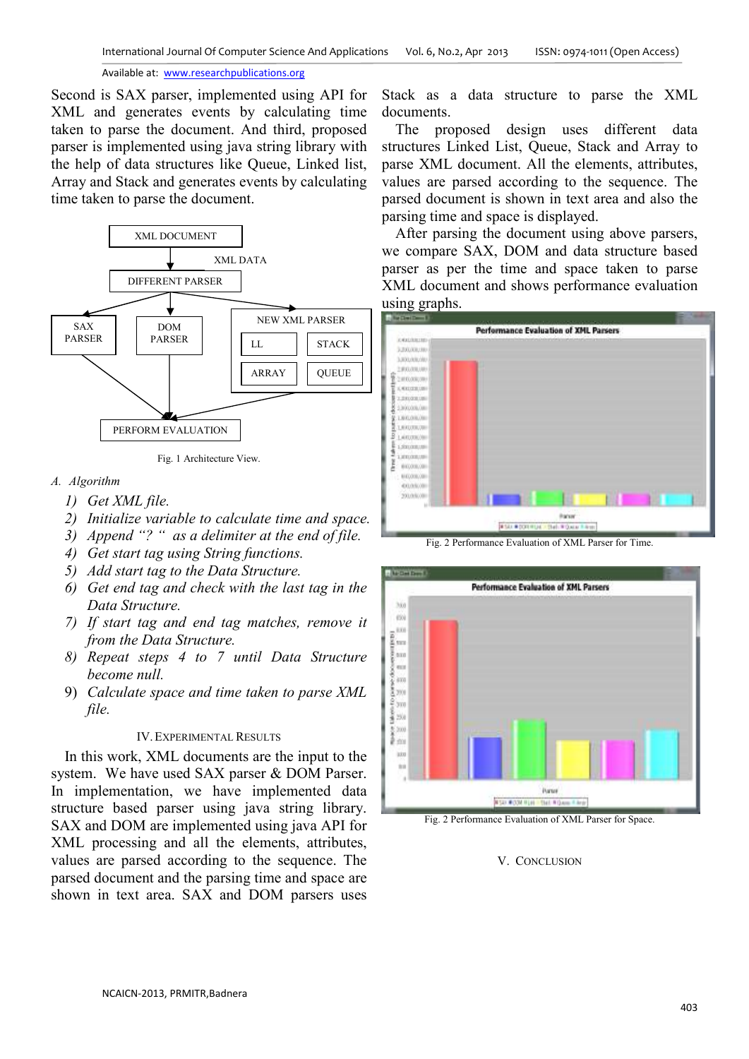Second is SAX parser, implemented using API for XML and generates events by calculating time taken to parse the document. And third, proposed parser is implemented using java string library with the help of data structures like Queue, Linked list, Array and Stack and generates events by calculating time taken to parse the document.

Fig. 1 Architecture View.

### A. Algorithm

1) *Get XML file.*
2) *Initialize variable to calculate time and space.*
3) *Append "? " as a delimiter at the end of file.*
4) *Get start tag using String functions.*
5) *Add start tag to the Data Structure.*
6) *Get end tag and check with the last tag in the Data Structure.*
7) *If start tag and end tag matches, remove it from the Data Structure.*
8) *Repeat steps 4 to 7 until Data Structure become null.*
9) *Calculate space and time taken to parse XML file.*

## IV. Experimental Results

In this work, XML documents are the input to the system. We have used SAX parser & DOM Parser. In implementation, we have implemented data structure based parser using java string library. SAX and DOM are implemented using java API for XML processing and all the elements, attributes, values are parsed according to the sequence. The parsed document and the parsing time and space are shown in text area. SAX and DOM parsers uses Stack as a data structure to parse the XML documents.

The proposed design uses different data structures Linked List, Queue, Stack and Array to parse XML document. All the elements, attributes, values are parsed according to the sequence. The parsed document is shown in text area and also the parsing time and space is displayed.

After parsing the document using above parsers, we compare SAX, DOM and data structure based parser as per the time and space taken to parse XML document and shows performance evaluation using graphs.

Fig. 2 Performance Evaluation of XML Parser for Time.

Fig. 2 Performance Evaluation of XML Parser for Space.

## V. Conclusion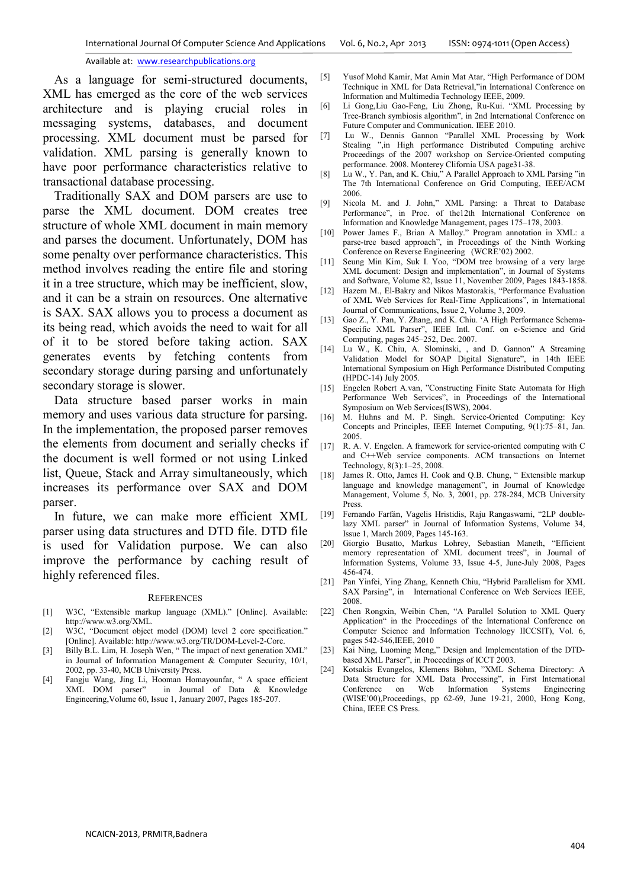As a language for semi-structured documents, XML has emerged as the core of the web services architecture and is playing crucial roles in messaging systems, databases, and document processing. XML document must be parsed for validation. XML parsing is generally known to have poor performance characteristics relative to transactional database processing.

Traditionally SAX and DOM parsers are use to parse the XML document. DOM creates tree structure of whole XML document in main memory and parses the document. Unfortunately, DOM has some penalty over performance characteristics. This method involves reading the entire file and storing it in a tree structure, which may be inefficient, slow, and it can be a strain on resources. One alternative is SAX. SAX allows you to process a document as its being read, which avoids the need to wait for all of it to be stored before taking action. SAX generates events by fetching contents from secondary storage during parsing and unfortunately secondary storage is slower.

Data structure based parser works in main memory and uses various data structure for parsing. In the implementation, the proposed parser removes the elements from document and serially checks if the document is well formed or not using Linked list, Queue, Stack and Array simultaneously, which increases its performance over SAX and DOM parser.

In future, we can make more efficient XML parser using data structures and DTD file. DTD file is used for Validation purpose. We can also improve the performance by caching result of highly referenced files.

## REFERENCES

[1] W3C, "Extensible markup language (XML)." [Online]. Available: http://www.w3.org/XML.

[2] W3C, "Document object model (DOM) level 2 core specification." [Online]. Available: http://www.w3.org/TR/DOM-Level-2-Core.

[3] Billy B.L. Lim, H. Joseph Wen, " The impact of next generation XML" in Journal of Information Management & Computer Security, 10/1, 2002, pp. 33-40, MCB University Press.

[4] Fangju Wang, Jing Li, Hooman Homayounfar, " A space efficient XML DOM parser" in Journal of Data & Knowledge Engineering,Volume 60, Issue 1, January 2007, Pages 185-207.

[5] Yusof Mohd Kamir, Mat Amin Mat Atar, "High Performance of DOM Technique in XML for Data Retrieval,"in International Conference on Information and Multimedia Technology IEEE, 2009.

[6] Li Gong,Liu Gao-Feng, Liu Zhong, Ru-Kui. "XML Processing by Tree-Branch symbiosis algorithm", in 2nd International Conference on Future Computer and Communication. IEEE 2010.

[7] Lu W., Dennis Gannon "Parallel XML Processing by Work Stealing ",in High performance Distributed Computing archive Proceedings of the 2007 workshop on Service-Oriented computing performance. 2008. Monterey Clifornia USA page31-38.

[8] Lu W., Y. Pan, and K. Chiu," A Parallel Approach to XML Parsing "in The 7th International Conference on Grid Computing, IEEE/ACM 2006.

[9] Nicola M. and J. John," XML Parsing: a Threat to Database Performance", in Proc. of the12th International Conference on Information and Knowledge Management, pages 175–178, 2003.

[10] Power James F., Brian A Malloy." Program annotation in XML: a parse-tree based approach", in Proceedings of the Ninth Working Conference on Reverse Engineering (WCRE'02) 2002.

[11] Seung Min Kim, Suk I. Yoo, "DOM tree browsing of a very large XML document: Design and implementation", in Journal of Systems and Software, Volume 82, Issue 11, November 2009, Pages 1843-1858.

[12] Hazem M., El-Bakry and Nikos Mastorakis, "Performance Evaluation of XML Web Services for Real-Time Applications", in International Journal of Communications, Issue 2, Volume 3, 2009.

[13] Gao Z., Y. Pan, Y. Zhang, and K. Chiu. 'A High Performance Schema-Specific XML Parser", IEEE Intl. Conf. on e-Science and Grid Computing, pages 245–252, Dec. 2007.

[14] Lu W., K. Chiu, A. Slominski, , and D. Gannon" A Streaming Validation Model for SOAP Digital Signature", in 14th IEEE International Symposium on High Performance Distributed Computing (HPDC-14) July 2005.

[15] Engelen Robert A.van, "Constructing Finite State Automata for High Performance Web Services", in Proceedings of the International Symposium on Web Services(ISWS), 2004.

[16] M. Huhns and M. P. Singh. Service-Oriented Computing: Key Concepts and Principles, IEEE Internet Computing, 9(1):75–81, Jan. 2005.

[17] R. A. V. Engelen. A framework for service-oriented computing with C and C++Web service components. ACM transactions on Internet Technology, 8(3):1–25, 2008.

[18] James R. Otto, James H. Cook and Q.B. Chung, " Extensible markup language and knowledge management", in Journal of Knowledge Management, Volume 5, No. 3, 2001, pp. 278-284, MCB University Press.

[19] Fernando Farfán, Vagelis Hristidis, Raju Rangaswami, "2LP double-lazy XML parser" in Journal of Information Systems, Volume 34, Issue 1, March 2009, Pages 145-163.

[20] Giorgio Busatto, Markus Lohrey, Sebastian Maneth, "Efficient memory representation of XML document trees", in Journal of Information Systems, Volume 33, Issue 4-5, June-July 2008, Pages 456-474.

[21] Pan Yinfei, Ying Zhang, Kenneth Chiu, "Hybrid Parallelism for XML SAX Parsing", in International Conference on Web Services IEEE, 2008.

[22] Chen Rongxin, Weibin Chen, "A Parallel Solution to XML Query Application" in the Proceedings of the International Conference on Computer Science and Information Technology IICCSIT), Vol. 6, pages 542-546,IEEE, 2010

[23] Kai Ning, Luoming Meng," Design and Implementation of the DTD-based XML Parser", in Proceedings of ICCT 2003.

[24] Kotsakis Evangelos, Klemens Böhm, "XML Schema Directory: A Data Structure for XML Data Processing", in First International Conference on Web Information Systems Engineering (WISE'00),Proceedings, pp 62-69, June 19-21, 2000, Hong Kong, China, IEEE CS Press.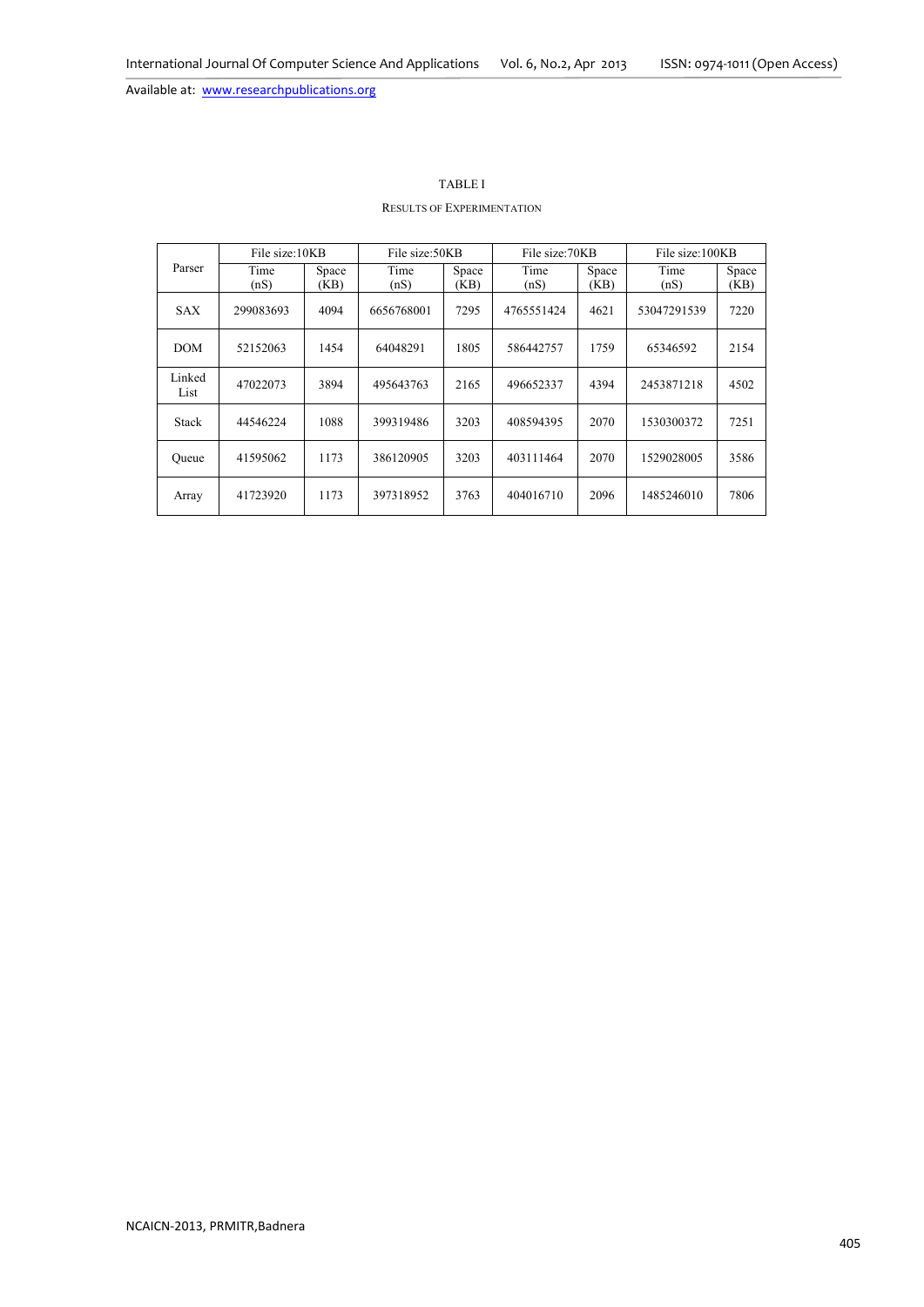TABLE I

RESULTS OF EXPERIMENTATION

| Parser | File size:10KB | | File size:50KB | | File size:70KB | | File size:100KB | |
|---|---|---|---|---|---|---|---|---|
| | Time (nS) | Space (KB) | Time (nS) | Space (KB) | Time (nS) | Space (KB) | Time (nS) | Space (KB) |
| SAX | 299083693 | 4094 | 6656768001 | 7295 | 4765551424 | 4621 | 53047291539 | 7220 |
| DOM | 52152063 | 1454 | 64048291 | 1805 | 586442757 | 1759 | 65346592 | 2154 |
| Linked List | 47022073 | 3894 | 495643763 | 2165 | 496652337 | 4394 | 2453871218 | 4502 |
| Stack | 44546224 | 1088 | 399319486 | 3203 | 408594395 | 2070 | 1530300372 | 7251 |
| Queue | 41595062 | 1173 | 386120905 | 3203 | 403111464 | 2070 | 1529028005 | 3586 |
| Array | 41723920 | 1173 | 397318952 | 3763 | 404016710 | 2096 | 1485246010 | 7806 |